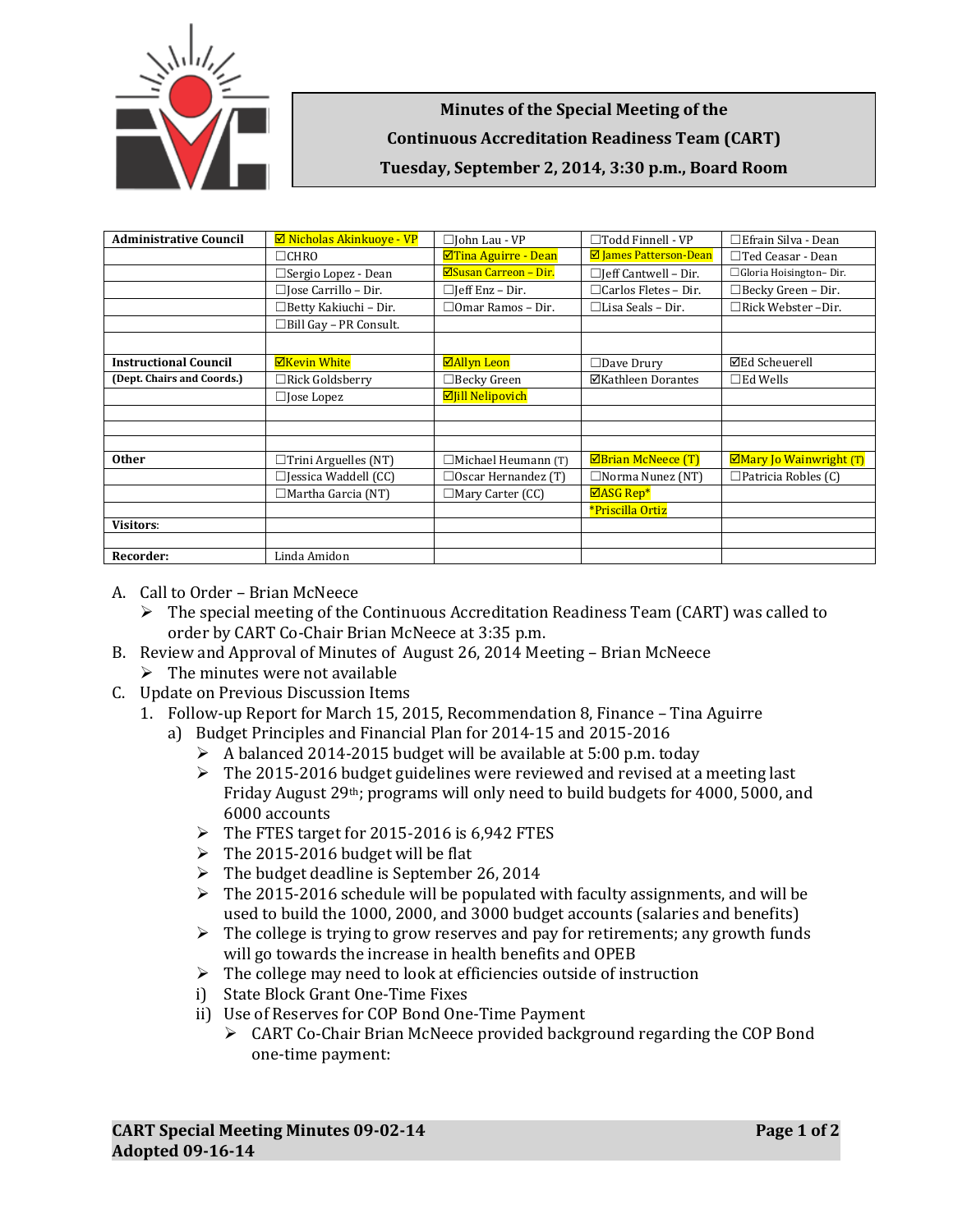**Minutes of the Special Meeting of the**
**Continuous Accreditation Readiness Team (CART)**
**Tuesday, September 2, 2014, 3:30 p.m., Board Room**

| **Administrative Council** | ☑ Nicholas Akinkuoye - VP | ☐John Lau - VP | ☐Todd Finnell - VP | ☐Efrain Silva - Dean |
|---|---|---|---|---|
| | ☐CHRO | ☑Tina Aguirre - Dean | ☑ James Patterson-Dean | ☐Ted Ceasar - Dean |
| | ☐Sergio Lopez - Dean | ☑Susan Carreon – Dir. | ☐Jeff Cantwell – Dir. | ☐Gloria Hoisington– Dir. |
| | ☐Jose Carrillo – Dir. | ☐Jeff Enz – Dir. | ☐Carlos Fletes – Dir. | ☐Becky Green – Dir. |
| | ☐Betty Kakiuchi – Dir. | ☐Omar Ramos – Dir. | ☐Lisa Seals - Dir. | ☐Rick Webster –Dir. |
| | ☐Bill Gay – PR Consult. | | | |
| | | | | |
| **Instructional Council** | ☑Kevin White | ☑Allyn Leon | ☐Dave Drury | ☑Ed Scheuerell |
| **(Dept. Chairs and Coords.)** | ☐Rick Goldsberry | ☐Becky Green | ☑Kathleen Dorantes | ☐Ed Wells |
| | ☐Jose Lopez | ☑Jill Nelipovich | | |
| | | | | |
| | | | | |
| | | | | |
| **Other** | ☐Trini Arguelles (NT) | ☐Michael Heumann (T) | ☑Brian McNeece (T) | ☑Mary Jo Wainwright (T) |
| | ☐Jessica Waddell (CC) | ☐Oscar Hernandez (T) | ☐Norma Nunez (NT) | ☐Patricia Robles (C) |
| | ☐Martha Garcia (NT) | ☐Mary Carter (CC) | ☑ASG Rep* | |
| | | | *Priscilla Ortiz | |
| **Visitors**: | | | | |
| | | | | |
| **Recorder:** | Linda Amidon | | | |

A. Call to Order – Brian McNeece
   - The special meeting of the Continuous Accreditation Readiness Team (CART) was called to order by CART Co-Chair Brian McNeece at 3:35 p.m.

B. Review and Approval of Minutes of August 26, 2014 Meeting – Brian McNeece
   - The minutes were not available

C. Update on Previous Discussion Items
   1. Follow-up Report for March 15, 2015, Recommendation 8, Finance – Tina Aguirre
      a) Budget Principles and Financial Plan for 2014-15 and 2015-2016
         - A balanced 2014-2015 budget will be available at 5:00 p.m. today
         - The 2015-2016 budget guidelines were reviewed and revised at a meeting last Friday August 29th; programs will only need to build budgets for 4000, 5000, and 6000 accounts
         - The FTES target for 2015-2016 is 6,942 FTES
         - The 2015-2016 budget will be flat
         - The budget deadline is September 26, 2014
         - The 2015-2016 schedule will be populated with faculty assignments, and will be used to build the 1000, 2000, and 3000 budget accounts (salaries and benefits)
         - The college is trying to grow reserves and pay for retirements; any growth funds will go towards the increase in health benefits and OPEB
         - The college may need to look at efficiencies outside of instruction

         i) State Block Grant One-Time Fixes

         ii) Use of Reserves for COP Bond One-Time Payment
            - CART Co-Chair Brian McNeece provided background regarding the COP Bond one-time payment: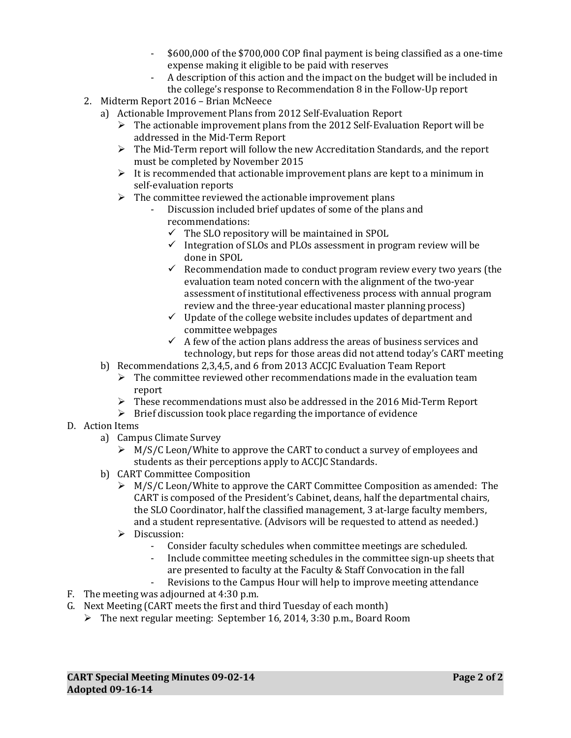- $600,000 of the $700,000 COP final payment is being classified as a one-time expense making it eligible to be paid with reserves
- A description of this action and the impact on the budget will be included in the college's response to Recommendation 8 in the Follow-Up report

2. Midterm Report 2016 – Brian McNeece
   a) Actionable Improvement Plans from 2012 Self-Evaluation Report
      - The actionable improvement plans from the 2012 Self-Evaluation Report will be addressed in the Mid-Term Report
      - The Mid-Term report will follow the new Accreditation Standards, and the report must be completed by November 2015
      - It is recommended that actionable improvement plans are kept to a minimum in self-evaluation reports
      - The committee reviewed the actionable improvement plans
        - Discussion included brief updates of some of the plans and recommendations:
          - ✓ The SLO repository will be maintained in SPOL
          - ✓ Integration of SLOs and PLOs assessment in program review will be done in SPOL
          - ✓ Recommendation made to conduct program review every two years (the evaluation team noted concern with the alignment of the two-year assessment of institutional effectiveness process with annual program review and the three-year educational master planning process)
          - ✓ Update of the college website includes updates of department and committee webpages
          - ✓ A few of the action plans address the areas of business services and technology, but reps for those areas did not attend today's CART meeting

   b) Recommendations 2,3,4,5, and 6 from 2013 ACCJC Evaluation Team Report
      - The committee reviewed other recommendations made in the evaluation team report
      - These recommendations must also be addressed in the 2016 Mid-Term Report
      - Brief discussion took place regarding the importance of evidence

D. Action Items
   a) Campus Climate Survey
      - M/S/C Leon/White to approve the CART to conduct a survey of employees and students as their perceptions apply to ACCJC Standards.

   b) CART Committee Composition
      - M/S/C Leon/White to approve the CART Committee Composition as amended: The CART is composed of the President's Cabinet, deans, half the departmental chairs, the SLO Coordinator, half the classified management, 3 at-large faculty members, and a student representative. (Advisors will be requested to attend as needed.)
      - Discussion:
        - Consider faculty schedules when committee meetings are scheduled.
        - Include committee meeting schedules in the committee sign-up sheets that are presented to faculty at the Faculty & Staff Convocation in the fall
        - Revisions to the Campus Hour will help to improve meeting attendance

F. The meeting was adjourned at 4:30 p.m.

G. Next Meeting (CART meets the first and third Tuesday of each month)
   - The next regular meeting: September 16, 2014, 3:30 p.m., Board Room

**CART Special Meeting Minutes 09-02-14**
**Adopted 09-16-14**